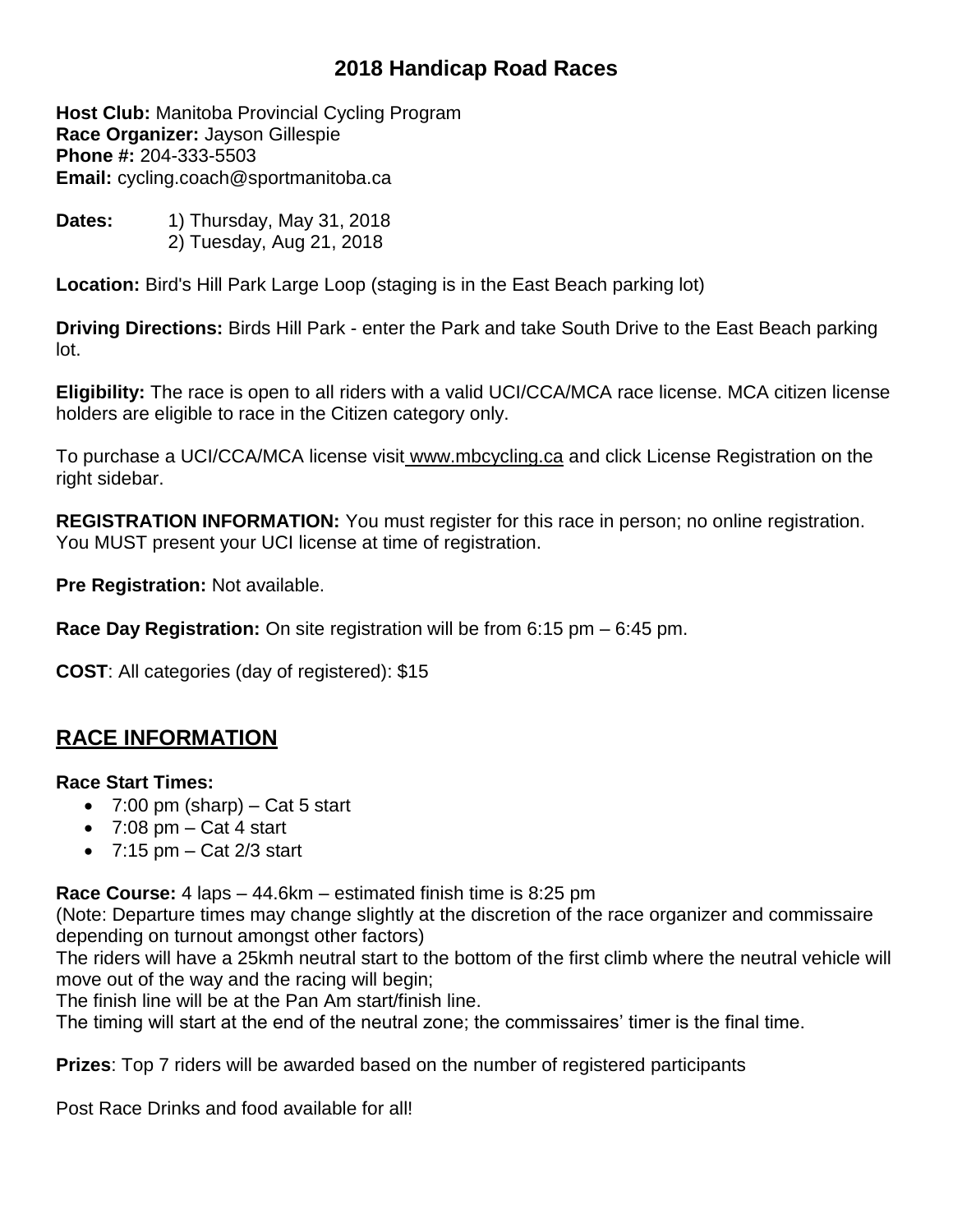# 2018 Handicap Road Races

**Host Club:** Manitoba Provincial Cycling Program
**Race Organizer:** Jayson Gillespie
**Phone #:** 204-333-5503
**Email:** cycling.coach@sportmanitoba.ca

**Dates:** 1) Thursday, May 31, 2018
2) Tuesday, Aug 21, 2018

**Location:** Bird's Hill Park Large Loop (staging is in the East Beach parking lot)

**Driving Directions:** Birds Hill Park - enter the Park and take South Drive to the East Beach parking lot.

**Eligibility:** The race is open to all riders with a valid UCI/CCA/MCA race license. MCA citizen license holders are eligible to race in the Citizen category only.

To purchase a UCI/CCA/MCA license visit www.mbcycling.ca and click License Registration on the right sidebar.

**REGISTRATION INFORMATION:** You must register for this race in person; no online registration. You MUST present your UCI license at time of registration.

**Pre Registration:** Not available.

**Race Day Registration:** On site registration will be from 6:15 pm – 6:45 pm.

**COST**: All categories (day of registered): $15

## RACE INFORMATION

**Race Start Times:**

- 7:00 pm (sharp) – Cat 5 start
- 7:08 pm – Cat 4 start
- 7:15 pm – Cat 2/3 start

**Race Course:** 4 laps – 44.6km – estimated finish time is 8:25 pm
(Note: Departure times may change slightly at the discretion of the race organizer and commissaire depending on turnout amongst other factors)
The riders will have a 25kmh neutral start to the bottom of the first climb where the neutral vehicle will move out of the way and the racing will begin;
The finish line will be at the Pan Am start/finish line.
The timing will start at the end of the neutral zone; the commissaires' timer is the final time.

**Prizes**: Top 7 riders will be awarded based on the number of registered participants

Post Race Drinks and food available for all!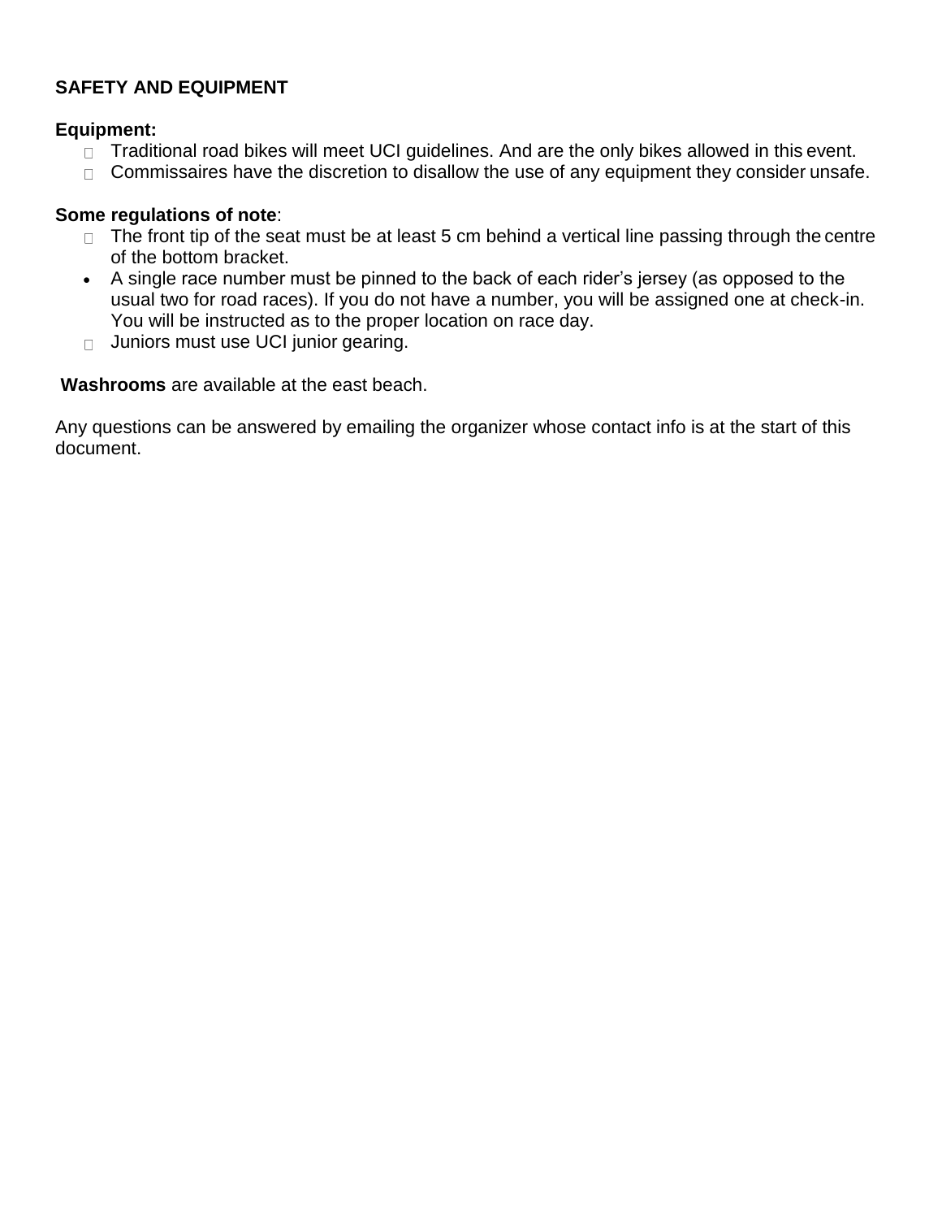**SAFETY AND EQUIPMENT**

**Equipment:**

- Traditional road bikes will meet UCI guidelines. And are the only bikes allowed in this event.
- Commissaires have the discretion to disallow the use of any equipment they consider unsafe.

**Some regulations of note**:

- The front tip of the seat must be at least 5 cm behind a vertical line passing through the centre of the bottom bracket.
- A single race number must be pinned to the back of each rider's jersey (as opposed to the usual two for road races). If you do not have a number, you will be assigned one at check-in. You will be instructed as to the proper location on race day.
- Juniors must use UCI junior gearing.

**Washrooms** are available at the east beach.

Any questions can be answered by emailing the organizer whose contact info is at the start of this document.